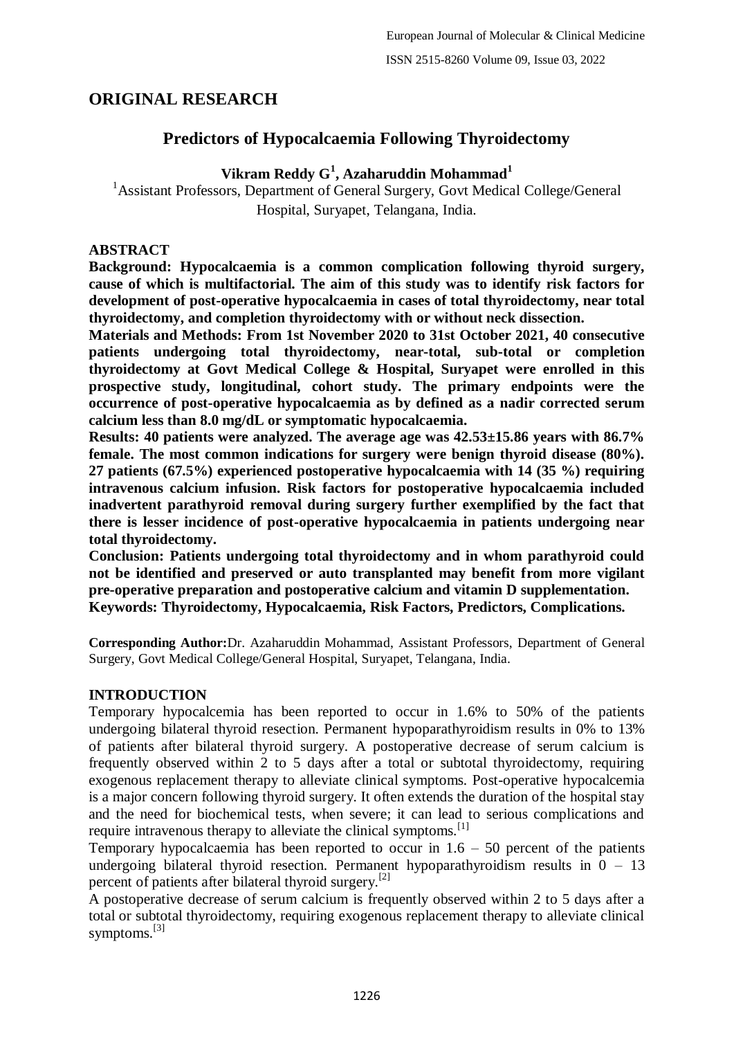## ORIGINAL RESEARCH

# Predictors of Hypocalcaemia Following Thyroidectomy

**Vikram Reddy G[1], Azaharuddin Mohammad[1]**

[1]Assistant Professors, Department of General Surgery, Govt Medical College/General Hospital, Suryapet, Telangana, India.

### ABSTRACT

**Background: Hypocalcaemia is a common complication following thyroid surgery, cause of which is multifactorial. The aim of this study was to identify risk factors for development of post-operative hypocalcaemia in cases of total thyroidectomy, near total thyroidectomy, and completion thyroidectomy with or without neck dissection.**

**Materials and Methods: From 1st November 2020 to 31st October 2021, 40 consecutive patients undergoing total thyroidectomy, near-total, sub-total or completion thyroidectomy at Govt Medical College & Hospital, Suryapet were enrolled in this prospective study, longitudinal, cohort study. The primary endpoints were the occurrence of post-operative hypocalcaemia as by defined as a nadir corrected serum calcium less than 8.0 mg/dL or symptomatic hypocalcaemia.**

**Results: 40 patients were analyzed. The average age was 42.53±15.86 years with 86.7% female. The most common indications for surgery were benign thyroid disease (80%). 27 patients (67.5%) experienced postoperative hypocalcaemia with 14 (35 %) requiring intravenous calcium infusion. Risk factors for postoperative hypocalcaemia included inadvertent parathyroid removal during surgery further exemplified by the fact that there is lesser incidence of post-operative hypocalcaemia in patients undergoing near total thyroidectomy.**

**Conclusion: Patients undergoing total thyroidectomy and in whom parathyroid could not be identified and preserved or auto transplanted may benefit from more vigilant pre-operative preparation and postoperative calcium and vitamin D supplementation.**

**Keywords: Thyroidectomy, Hypocalcaemia, Risk Factors, Predictors, Complications.**

**Corresponding Author:** Dr. Azaharuddin Mohammad, Assistant Professors, Department of General Surgery, Govt Medical College/General Hospital, Suryapet, Telangana, India.

### INTRODUCTION

Temporary hypocalcemia has been reported to occur in 1.6% to 50% of the patients undergoing bilateral thyroid resection. Permanent hypoparathyroidism results in 0% to 13% of patients after bilateral thyroid surgery. A postoperative decrease of serum calcium is frequently observed within 2 to 5 days after a total or subtotal thyroidectomy, requiring exogenous replacement therapy to alleviate clinical symptoms. Post-operative hypocalcemia is a major concern following thyroid surgery. It often extends the duration of the hospital stay and the need for biochemical tests, when severe; it can lead to serious complications and require intravenous therapy to alleviate the clinical symptoms.[1]

Temporary hypocalcaemia has been reported to occur in 1.6 – 50 percent of the patients undergoing bilateral thyroid resection. Permanent hypoparathyroidism results in 0 – 13 percent of patients after bilateral thyroid surgery.[2]

A postoperative decrease of serum calcium is frequently observed within 2 to 5 days after a total or subtotal thyroidectomy, requiring exogenous replacement therapy to alleviate clinical symptoms.[3]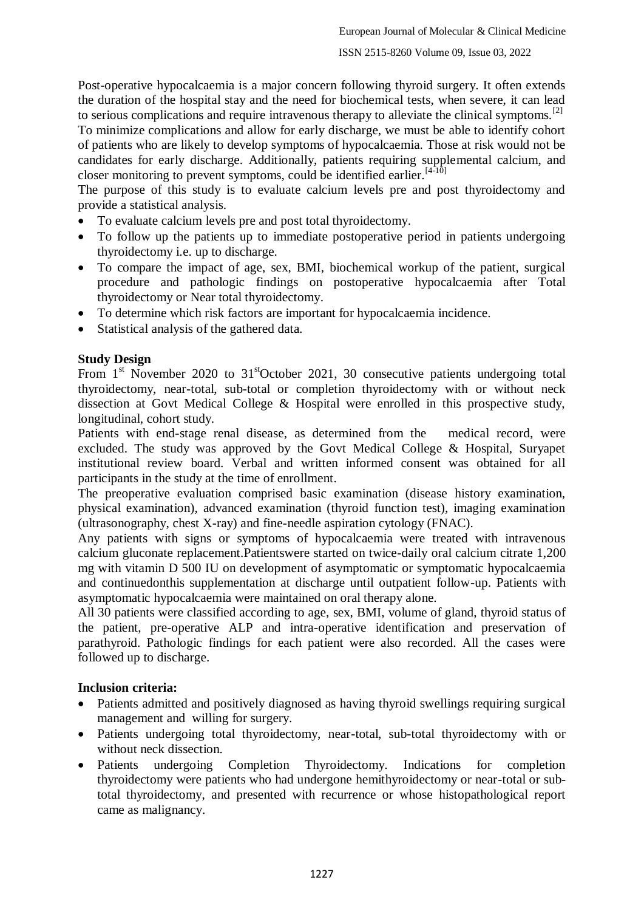Post-operative hypocalcaemia is a major concern following thyroid surgery. It often extends the duration of the hospital stay and the need for biochemical tests, when severe, it can lead to serious complications and require intravenous therapy to alleviate the clinical symptoms.[2]

To minimize complications and allow for early discharge, we must be able to identify cohort of patients who are likely to develop symptoms of hypocalcaemia. Those at risk would not be candidates for early discharge. Additionally, patients requiring supplemental calcium, and closer monitoring to prevent symptoms, could be identified earlier.[4-10]

The purpose of this study is to evaluate calcium levels pre and post thyroidectomy and provide a statistical analysis.

- To evaluate calcium levels pre and post total thyroidectomy.
- To follow up the patients up to immediate postoperative period in patients undergoing thyroidectomy i.e. up to discharge.
- To compare the impact of age, sex, BMI, biochemical workup of the patient, surgical procedure and pathologic findings on postoperative hypocalcaemia after Total thyroidectomy or Near total thyroidectomy.
- To determine which risk factors are important for hypocalcaemia incidence.
- Statistical analysis of the gathered data.

**Study Design**

From 1st November 2020 to 31stOctober 2021, 30 consecutive patients undergoing total thyroidectomy, near-total, sub-total or completion thyroidectomy with or without neck dissection at Govt Medical College & Hospital were enrolled in this prospective study, longitudinal, cohort study.

Patients with end-stage renal disease, as determined from the medical record, were excluded. The study was approved by the Govt Medical College & Hospital, Suryapet institutional review board. Verbal and written informed consent was obtained for all participants in the study at the time of enrollment.

The preoperative evaluation comprised basic examination (disease history examination, physical examination), advanced examination (thyroid function test), imaging examination (ultrasonography, chest X-ray) and fine-needle aspiration cytology (FNAC).

Any patients with signs or symptoms of hypocalcaemia were treated with intravenous calcium gluconate replacement.Patientswere started on twice-daily oral calcium citrate 1,200 mg with vitamin D 500 IU on development of asymptomatic or symptomatic hypocalcaemia and continuedonthis supplementation at discharge until outpatient follow-up. Patients with asymptomatic hypocalcaemia were maintained on oral therapy alone.

All 30 patients were classified according to age, sex, BMI, volume of gland, thyroid status of the patient, pre-operative ALP and intra-operative identification and preservation of parathyroid. Pathologic findings for each patient were also recorded. All the cases were followed up to discharge.

**Inclusion criteria:**

- Patients admitted and positively diagnosed as having thyroid swellings requiring surgical management and willing for surgery.
- Patients undergoing total thyroidectomy, near-total, sub-total thyroidectomy with or without neck dissection.
- Patients undergoing Completion Thyroidectomy. Indications for completion thyroidectomy were patients who had undergone hemithyroidectomy or near-total or sub-total thyroidectomy, and presented with recurrence or whose histopathological report came as malignancy.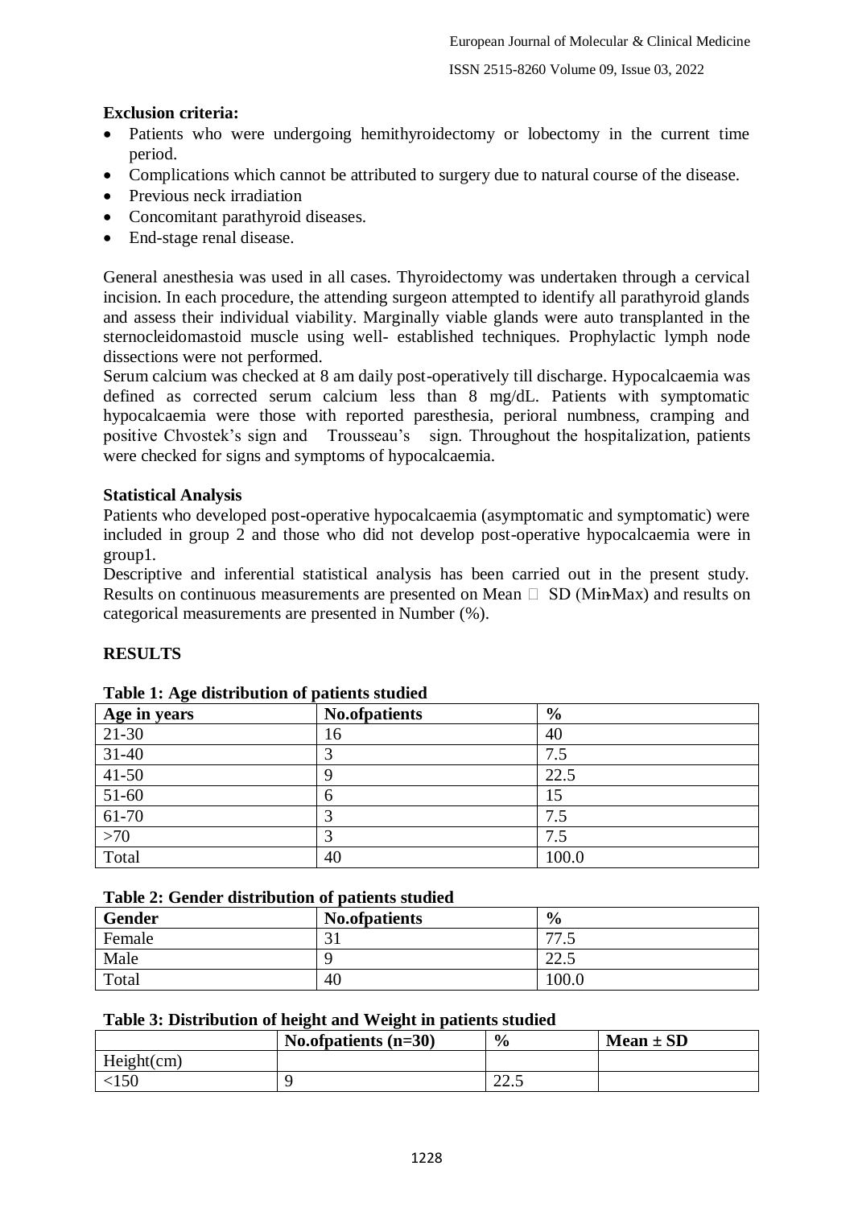**Exclusion criteria:**

- Patients who were undergoing hemithyroidectomy or lobectomy in the current time period.
- Complications which cannot be attributed to surgery due to natural course of the disease.
- Previous neck irradiation
- Concomitant parathyroid diseases.
- End-stage renal disease.

General anesthesia was used in all cases. Thyroidectomy was undertaken through a cervical incision. In each procedure, the attending surgeon attempted to identify all parathyroid glands and assess their individual viability. Marginally viable glands were auto transplanted in the sternocleidomastoid muscle using well- established techniques. Prophylactic lymph node dissections were not performed.

Serum calcium was checked at 8 am daily post-operatively till discharge. Hypocalcaemia was defined as corrected serum calcium less than 8 mg/dL. Patients with symptomatic hypocalcaemia were those with reported paresthesia, perioral numbness, cramping and positive Chvostek's sign and Trousseau's sign. Throughout the hospitalization, patients were checked for signs and symptoms of hypocalcaemia.

**Statistical Analysis**

Patients who developed post-operative hypocalcaemia (asymptomatic and symptomatic) were included in group 2 and those who did not develop post-operative hypocalcaemia were in group1.

Descriptive and inferential statistical analysis has been carried out in the present study. Results on continuous measurements are presented on Mean ± SD (Min-Max) and results on categorical measurements are presented in Number (%).

**RESULTS**

**Table 1: Age distribution of patients studied**

| Age in years | No.ofpatients | % |
|---|---|---|
| 21-30 | 16 | 40 |
| 31-40 | 3 | 7.5 |
| 41-50 | 9 | 22.5 |
| 51-60 | 6 | 15 |
| 61-70 | 3 | 7.5 |
| >70 | 3 | 7.5 |
| Total | 40 | 100.0 |

**Table 2: Gender distribution of patients studied**

| Gender | No.ofpatients | % |
|---|---|---|
| Female | 31 | 77.5 |
| Male | 9 | 22.5 |
| Total | 40 | 100.0 |

**Table 3: Distribution of height and Weight in patients studied**

| | No.ofpatients (n=30) | % | Mean ± SD |
|---|---|---|---|
| Height(cm) | | | |
| <150 | 9 | 22.5 | |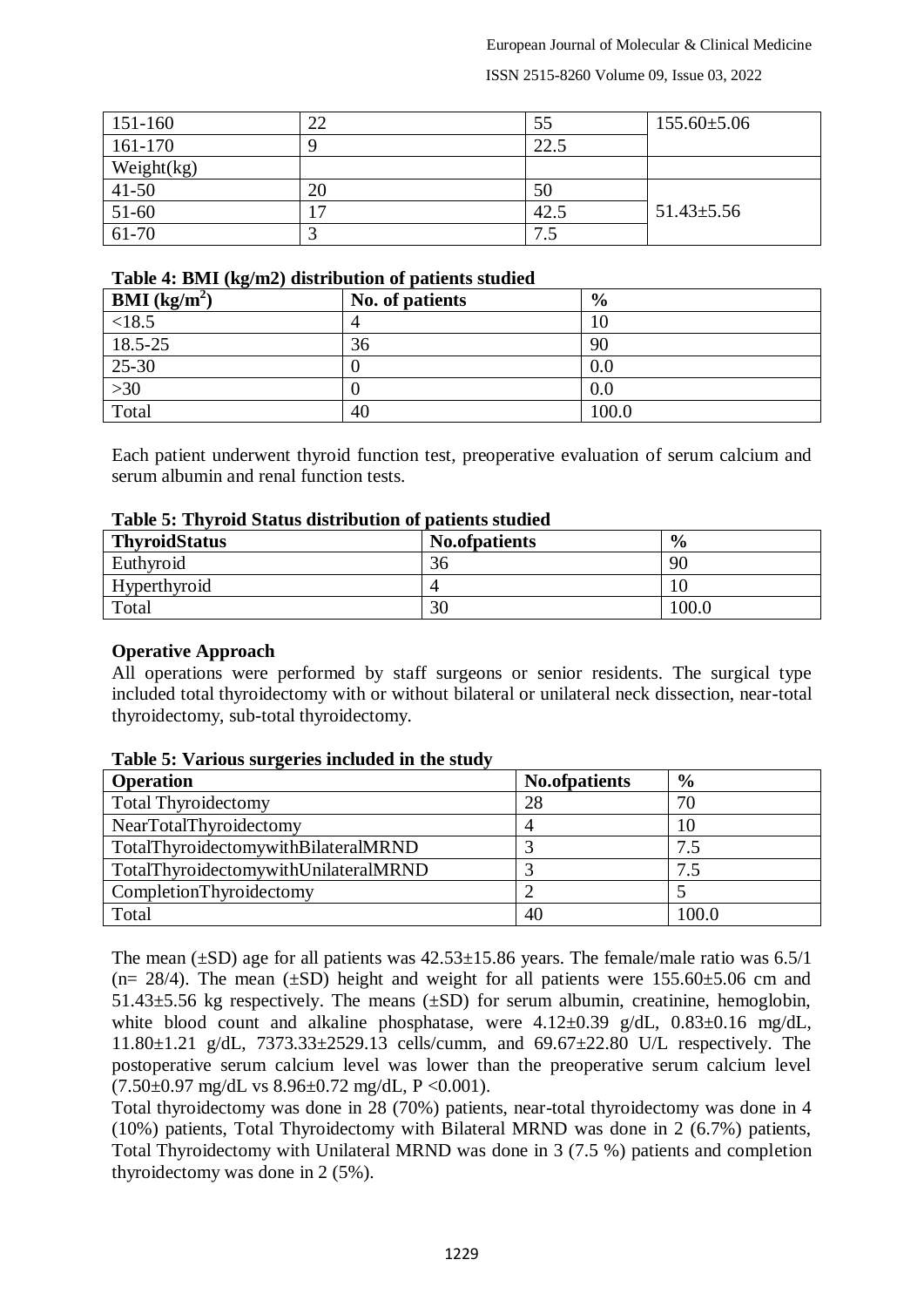| 151-160 | 22 | 55 | 155.60±5.06 |
|---|---|---|---|
| 161-170 | 9 | 22.5 | |
| Weight(kg) | | | |
| 41-50 | 20 | 50 | 51.43±5.56 |
| 51-60 | 17 | 42.5 | |
| 61-70 | 3 | 7.5 | |

**Table 4: BMI (kg/m2) distribution of patients studied**

| BMI (kg/m$^2$) | No. of patients | % |
|---|---|---|
| <18.5 | 4 | 10 |
| 18.5-25 | 36 | 90 |
| 25-30 | 0 | 0.0 |
| >30 | 0 | 0.0 |
| Total | 40 | 100.0 |

Each patient underwent thyroid function test, preoperative evaluation of serum calcium and serum albumin and renal function tests.

**Table 5: Thyroid Status distribution of patients studied**

| ThyroidStatus | No.ofpatients | % |
|---|---|---|
| Euthyroid | 36 | 90 |
| Hyperthyroid | 4 | 10 |
| Total | 30 | 100.0 |

**Operative Approach**

All operations were performed by staff surgeons or senior residents. The surgical type included total thyroidectomy with or without bilateral or unilateral neck dissection, near-total thyroidectomy, sub-total thyroidectomy.

**Table 5: Various surgeries included in the study**

| Operation | No.ofpatients | % |
|---|---|---|
| Total Thyroidectomy | 28 | 70 |
| NearTotalThyroidectomy | 4 | 10 |
| TotalThyroidectomywithBilateralMRND | 3 | 7.5 |
| TotalThyroidectomywithUnilateralMRND | 3 | 7.5 |
| CompletionThyroidectomy | 2 | 5 |
| Total | 40 | 100.0 |

The mean (±SD) age for all patients was 42.53±15.86 years. The female/male ratio was 6.5/1 (n= 28/4). The mean (±SD) height and weight for all patients were 155.60±5.06 cm and 51.43±5.56 kg respectively. The means (±SD) for serum albumin, creatinine, hemoglobin, white blood count and alkaline phosphatase, were 4.12±0.39 g/dL, 0.83±0.16 mg/dL, 11.80±1.21 g/dL, 7373.33±2529.13 cells/cumm, and 69.67±22.80 U/L respectively. The postoperative serum calcium level was lower than the preoperative serum calcium level (7.50±0.97 mg/dL vs 8.96±0.72 mg/dL, $P < 0.001$).

Total thyroidectomy was done in 28 (70%) patients, near-total thyroidectomy was done in 4 (10%) patients, Total Thyroidectomy with Bilateral MRND was done in 2 (6.7%) patients, Total Thyroidectomy with Unilateral MRND was done in 3 (7.5 %) patients and completion thyroidectomy was done in 2 (5%).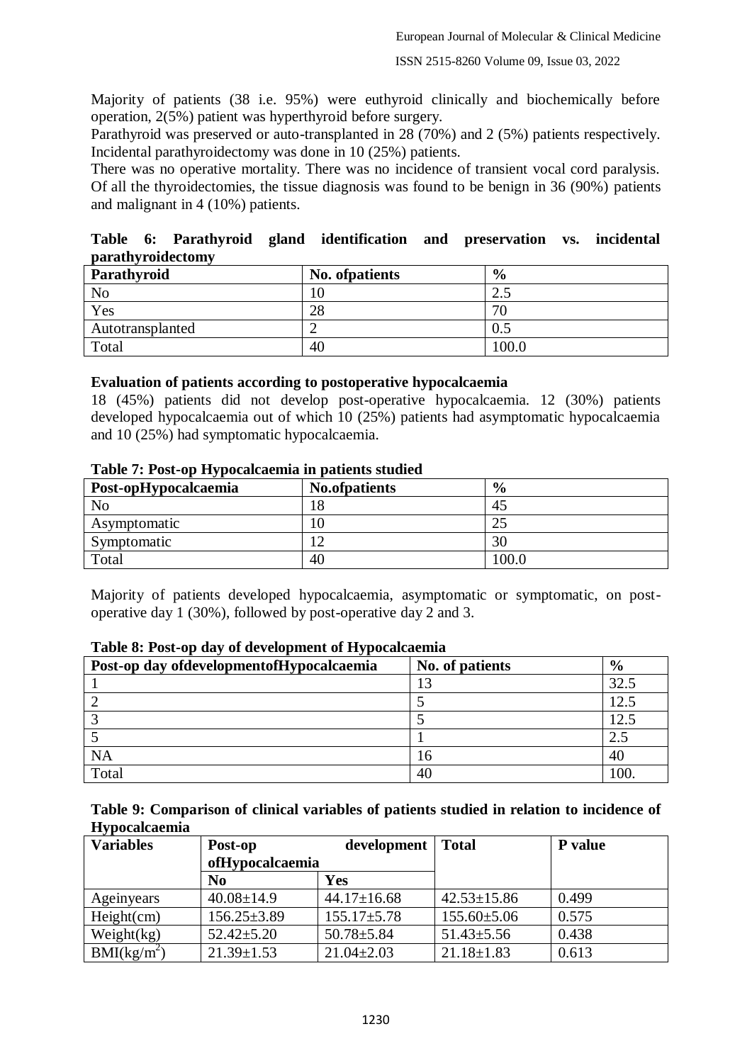Majority of patients (38 i.e. 95%) were euthyroid clinically and biochemically before operation, 2(5%) patient was hyperthyroid before surgery.

Parathyroid was preserved or auto-transplanted in 28 (70%) and 2 (5%) patients respectively. Incidental parathyroidectomy was done in 10 (25%) patients.

There was no operative mortality. There was no incidence of transient vocal cord paralysis. Of all the thyroidectomies, the tissue diagnosis was found to be benign in 36 (90%) patients and malignant in 4 (10%) patients.

**Table 6: Parathyroid gland identification and preservation vs. incidental parathyroidectomy**

| Parathyroid | No. ofpatients | % |
|---|---|---|
| No | 10 | 2.5 |
| Yes | 28 | 70 |
| Autotransplanted | 2 | 0.5 |
| Total | 40 | 100.0 |

**Evaluation of patients according to postoperative hypocalcaemia**

18 (45%) patients did not develop post-operative hypocalcaemia. 12 (30%) patients developed hypocalcaemia out of which 10 (25%) patients had asymptomatic hypocalcaemia and 10 (25%) had symptomatic hypocalcaemia.

**Table 7: Post-op Hypocalcaemia in patients studied**

| Post-opHypocalcaemia | No.ofpatients | % |
|---|---|---|
| No | 18 | 45 |
| Asymptomatic | 10 | 25 |
| Symptomatic | 12 | 30 |
| Total | 40 | 100.0 |

Majority of patients developed hypocalcaemia, asymptomatic or symptomatic, on post-operative day 1 (30%), followed by post-operative day 2 and 3.

**Table 8: Post-op day of development of Hypocalcaemia**

| Post-op day ofdevelopmentofHypocalcaemia | No. of patients | % |
|---|---|---|
| 1 | 13 | 32.5 |
| 2 | 5 | 12.5 |
| 3 | 5 | 12.5 |
| 5 | 1 | 2.5 |
| NA | 16 | 40 |
| Total | 40 | 100. |

**Table 9: Comparison of clinical variables of patients studied in relation to incidence of Hypocalcaemia**

| Variables | Post-op development ofHypocalcaemia | | Total | P value |
|---|---|---|---|---|
| | No | Yes | | |
| Ageinyears | 40.08±14.9 | 44.17±16.68 | 42.53±15.86 | 0.499 |
| Height(cm) | 156.25±3.89 | 155.17±5.78 | 155.60±5.06 | 0.575 |
| Weight(kg) | 52.42±5.20 | 50.78±5.84 | 51.43±5.56 | 0.438 |
| BMI($kg/m^2$) | 21.39±1.53 | 21.04±2.03 | 21.18±1.83 | 0.613 |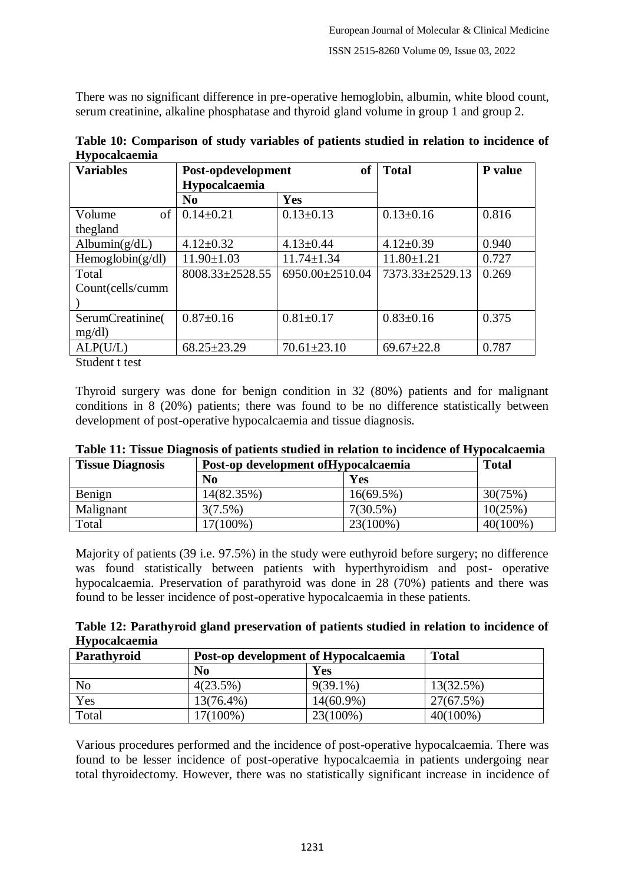There was no significant difference in pre-operative hemoglobin, albumin, white blood count, serum creatinine, alkaline phosphatase and thyroid gland volume in group 1 and group 2.

**Table 10: Comparison of study variables of patients studied in relation to incidence of Hypocalcaemia**

| Variables | Post-opdevelopment of Hypocalcaemia | | Total | P value |
|---|---|---|---|---|
| | No | Yes | | |
| Volume of thegland | 0.14±0.21 | 0.13±0.13 | 0.13±0.16 | 0.816 |
| Albumin(g/dL) | 4.12±0.32 | 4.13±0.44 | 4.12±0.39 | 0.940 |
| Hemoglobin(g/dl) | 11.90±1.03 | 11.74±1.34 | 11.80±1.21 | 0.727 |
| Total Count(cells/cumm) | 8008.33±2528.55 | 6950.00±2510.04 | 7373.33±2529.13 | 0.269 |
| SerumCreatinine(mg/dl) | 0.87±0.16 | 0.81±0.17 | 0.83±0.16 | 0.375 |
| ALP(U/L) | 68.25±23.29 | 70.61±23.10 | 69.67±22.8 | 0.787 |

Student t test

Thyroid surgery was done for benign condition in 32 (80%) patients and for malignant conditions in 8 (20%) patients; there was found to be no difference statistically between development of post-operative hypocalcaemia and tissue diagnosis.

**Table 11: Tissue Diagnosis of patients studied in relation to incidence of Hypocalcaemia**

| Tissue Diagnosis | Post-op development ofHypocalcaemia | | Total |
|---|---|---|---|
| | No | Yes | |
| Benign | 14(82.35%) | 16(69.5%) | 30(75%) |
| Malignant | 3(7.5%) | 7(30.5%) | 10(25%) |
| Total | 17(100%) | 23(100%) | 40(100%) |

Majority of patients (39 i.e. 97.5%) in the study were euthyroid before surgery; no difference was found statistically between patients with hyperthyroidism and post- operative hypocalcaemia. Preservation of parathyroid was done in 28 (70%) patients and there was found to be lesser incidence of post-operative hypocalcaemia in these patients.

**Table 12: Parathyroid gland preservation of patients studied in relation to incidence of Hypocalcaemia**

| Parathyroid | Post-op development of Hypocalcaemia | | Total |
|---|---|---|---|
| | No | Yes | |
| No | 4(23.5%) | 9(39.1%) | 13(32.5%) |
| Yes | 13(76.4%) | 14(60.9%) | 27(67.5%) |
| Total | 17(100%) | 23(100%) | 40(100%) |

Various procedures performed and the incidence of post-operative hypocalcaemia. There was found to be lesser incidence of post-operative hypocalcaemia in patients undergoing near total thyroidectomy. However, there was no statistically significant increase in incidence of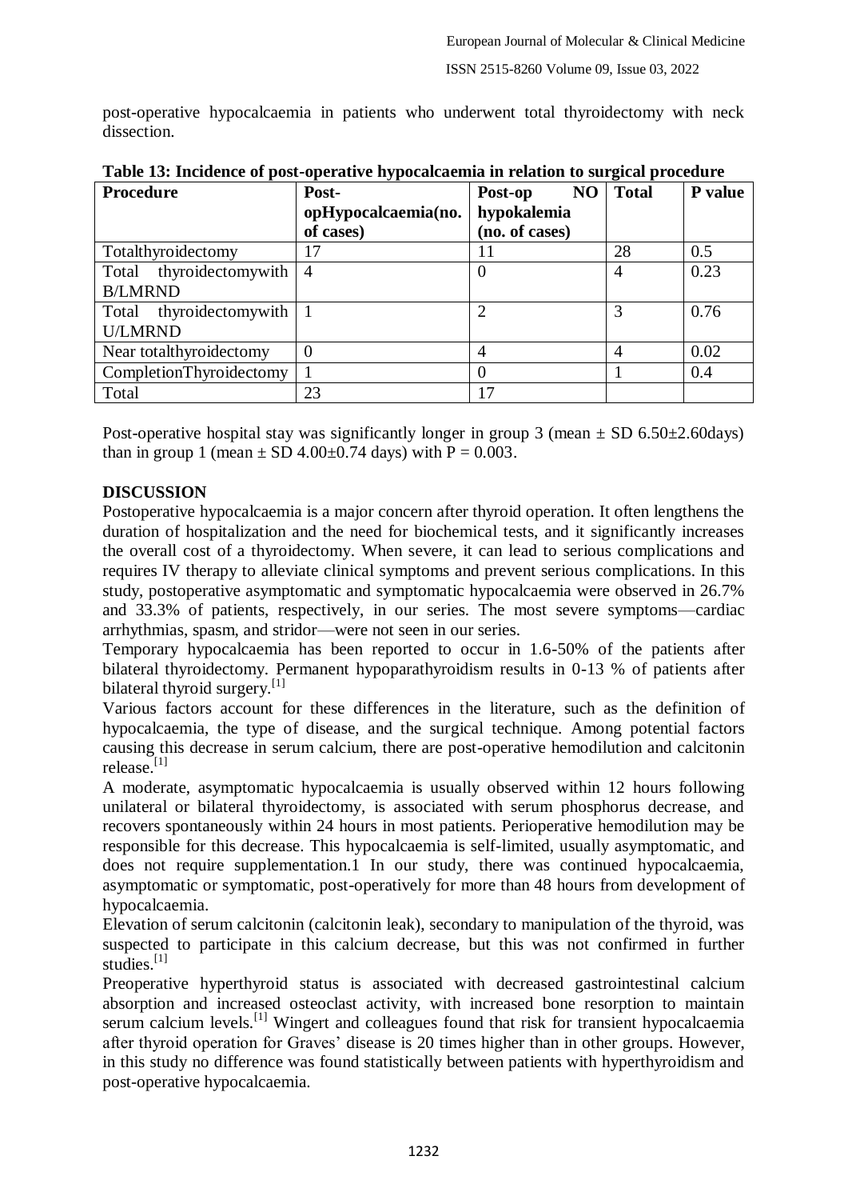post-operative hypocalcaemia in patients who underwent total thyroidectomy with neck dissection.

**Table 13: Incidence of post-operative hypocalcaemia in relation to surgical procedure**

| Procedure | Post-opHypocalcaemia(no. of cases) | Post-op NO hypokalemia (no. of cases) | Total | P value |
|---|---|---|---|---|
| Totalthyroidectomy | 17 | 11 | 28 | 0.5 |
| Total thyroidectomywith B/LMRND | 4 | 0 | 4 | 0.23 |
| Total thyroidectomywith U/LMRND | 1 | 2 | 3 | 0.76 |
| Near totalthyroidectomy | 0 | 4 | 4 | 0.02 |
| CompletionThyroidectomy | 1 | 0 | 1 | 0.4 |
| Total | 23 | 17 | | |

Post-operative hospital stay was significantly longer in group 3 (mean ± SD 6.50±2.60days) than in group 1 (mean ± SD 4.00±0.74 days) with $P = 0.003$.

## DISCUSSION

Postoperative hypocalcaemia is a major concern after thyroid operation. It often lengthens the duration of hospitalization and the need for biochemical tests, and it significantly increases the overall cost of a thyroidectomy. When severe, it can lead to serious complications and requires IV therapy to alleviate clinical symptoms and prevent serious complications. In this study, postoperative asymptomatic and symptomatic hypocalcaemia were observed in 26.7% and 33.3% of patients, respectively, in our series. The most severe symptoms—cardiac arrhythmias, spasm, and stridor—were not seen in our series.

Temporary hypocalcaemia has been reported to occur in 1.6-50% of the patients after bilateral thyroidectomy. Permanent hypoparathyroidism results in 0-13 % of patients after bilateral thyroid surgery.[1]

Various factors account for these differences in the literature, such as the definition of hypocalcaemia, the type of disease, and the surgical technique. Among potential factors causing this decrease in serum calcium, there are post-operative hemodilution and calcitonin release.[1]

A moderate, asymptomatic hypocalcaemia is usually observed within 12 hours following unilateral or bilateral thyroidectomy, is associated with serum phosphorus decrease, and recovers spontaneously within 24 hours in most patients. Perioperative hemodilution may be responsible for this decrease. This hypocalcaemia is self-limited, usually asymptomatic, and does not require supplementation.1 In our study, there was continued hypocalcaemia, asymptomatic or symptomatic, post-operatively for more than 48 hours from development of hypocalcaemia.

Elevation of serum calcitonin (calcitonin leak), secondary to manipulation of the thyroid, was suspected to participate in this calcium decrease, but this was not confirmed in further studies.[1]

Preoperative hyperthyroid status is associated with decreased gastrointestinal calcium absorption and increased osteoclast activity, with increased bone resorption to maintain serum calcium levels.[1] Wingert and colleagues found that risk for transient hypocalcaemia after thyroid operation for Graves' disease is 20 times higher than in other groups. However, in this study no difference was found statistically between patients with hyperthyroidism and post-operative hypocalcaemia.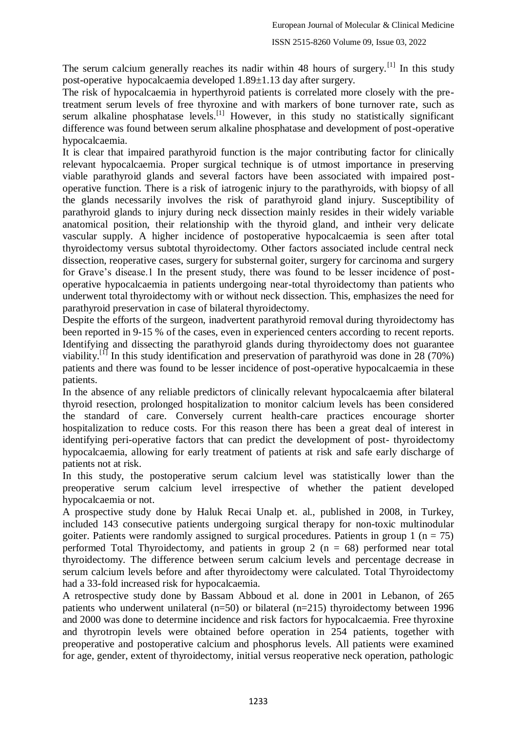The serum calcium generally reaches its nadir within 48 hours of surgery.[1] In this study post-operative hypocalcaemia developed 1.89±1.13 day after surgery.

The risk of hypocalcaemia in hyperthyroid patients is correlated more closely with the pre-treatment serum levels of free thyroxine and with markers of bone turnover rate, such as serum alkaline phosphatase levels.[1] However, in this study no statistically significant difference was found between serum alkaline phosphatase and development of post-operative hypocalcaemia.

It is clear that impaired parathyroid function is the major contributing factor for clinically relevant hypocalcaemia. Proper surgical technique is of utmost importance in preserving viable parathyroid glands and several factors have been associated with impaired post-operative function. There is a risk of iatrogenic injury to the parathyroids, with biopsy of all the glands necessarily involves the risk of parathyroid gland injury. Susceptibility of parathyroid glands to injury during neck dissection mainly resides in their widely variable anatomical position, their relationship with the thyroid gland, and intheir very delicate vascular supply. A higher incidence of postoperative hypocalcaemia is seen after total thyroidectomy versus subtotal thyroidectomy. Other factors associated include central neck dissection, reoperative cases, surgery for substernal goiter, surgery for carcinoma and surgery for Grave's disease.1 In the present study, there was found to be lesser incidence of post-operative hypocalcaemia in patients undergoing near-total thyroidectomy than patients who underwent total thyroidectomy with or without neck dissection. This, emphasizes the need for parathyroid preservation in case of bilateral thyroidectomy.

Despite the efforts of the surgeon, inadvertent parathyroid removal during thyroidectomy has been reported in 9-15 % of the cases, even in experienced centers according to recent reports. Identifying and dissecting the parathyroid glands during thyroidectomy does not guarantee viability.[1] In this study identification and preservation of parathyroid was done in 28 (70%) patients and there was found to be lesser incidence of post-operative hypocalcaemia in these patients.

In the absence of any reliable predictors of clinically relevant hypocalcaemia after bilateral thyroid resection, prolonged hospitalization to monitor calcium levels has been considered the standard of care. Conversely current health-care practices encourage shorter hospitalization to reduce costs. For this reason there has been a great deal of interest in identifying peri-operative factors that can predict the development of post- thyroidectomy hypocalcaemia, allowing for early treatment of patients at risk and safe early discharge of patients not at risk.

In this study, the postoperative serum calcium level was statistically lower than the preoperative serum calcium level irrespective of whether the patient developed hypocalcaemia or not.

A prospective study done by Haluk Recai Unalp et. al., published in 2008, in Turkey, included 143 consecutive patients undergoing surgical therapy for non-toxic multinodular goiter. Patients were randomly assigned to surgical procedures. Patients in group 1 (n = 75) performed Total Thyroidectomy, and patients in group 2 (n = 68) performed near total thyroidectomy. The difference between serum calcium levels and percentage decrease in serum calcium levels before and after thyroidectomy were calculated. Total Thyroidectomy had a 33-fold increased risk for hypocalcaemia.

A retrospective study done by Bassam Abboud et al. done in 2001 in Lebanon, of 265 patients who underwent unilateral (n=50) or bilateral (n=215) thyroidectomy between 1996 and 2000 was done to determine incidence and risk factors for hypocalcaemia. Free thyroxine and thyrotropin levels were obtained before operation in 254 patients, together with preoperative and postoperative calcium and phosphorus levels. All patients were examined for age, gender, extent of thyroidectomy, initial versus reoperative neck operation, pathologic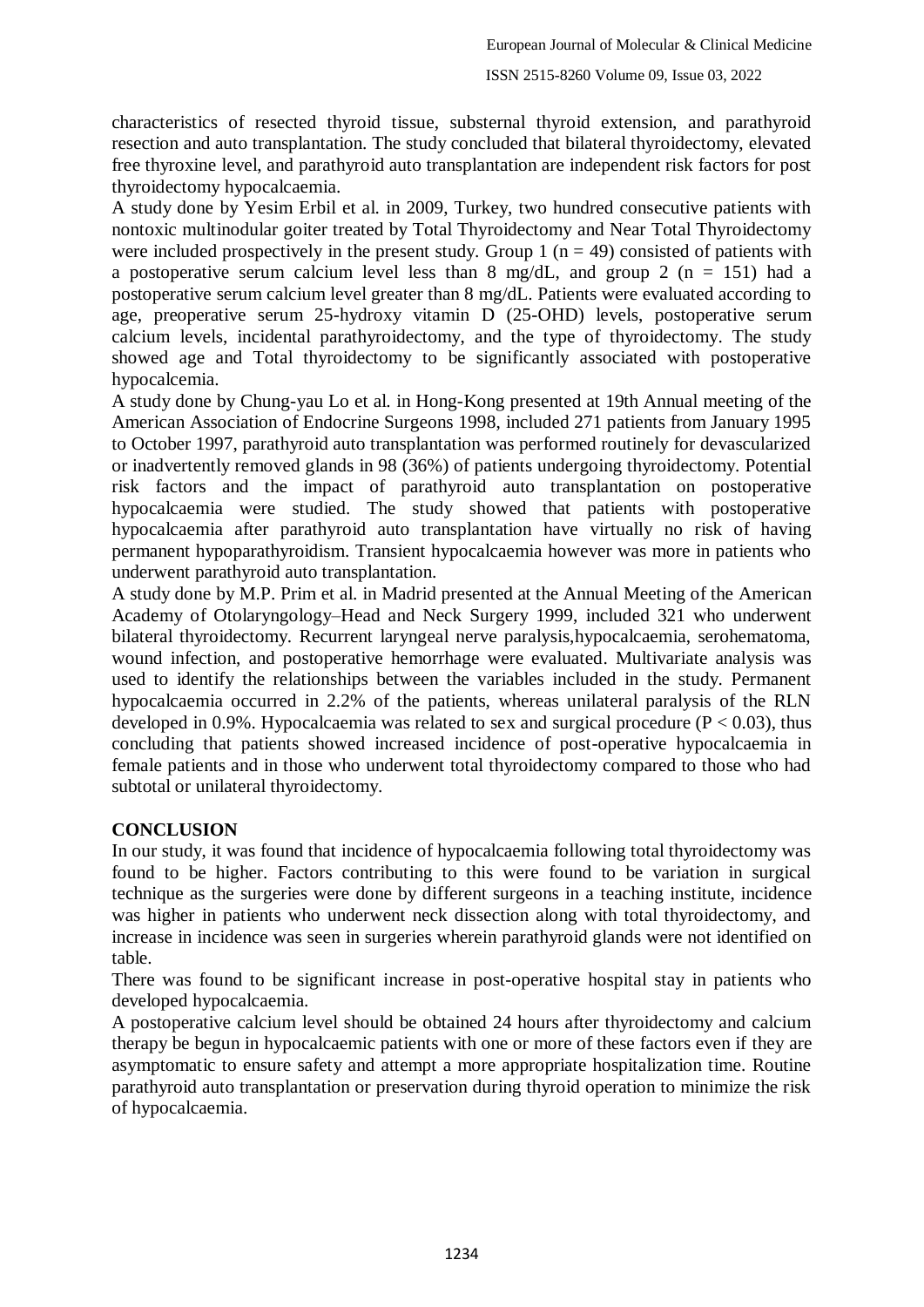characteristics of resected thyroid tissue, substernal thyroid extension, and parathyroid resection and auto transplantation. The study concluded that bilateral thyroidectomy, elevated free thyroxine level, and parathyroid auto transplantation are independent risk factors for post thyroidectomy hypocalcaemia.

A study done by Yesim Erbil et al. in 2009, Turkey, two hundred consecutive patients with nontoxic multinodular goiter treated by Total Thyroidectomy and Near Total Thyroidectomy were included prospectively in the present study. Group 1 ($n = 49$) consisted of patients with a postoperative serum calcium level less than 8 mg/dL, and group 2 ($n = 151$) had a postoperative serum calcium level greater than 8 mg/dL. Patients were evaluated according to age, preoperative serum 25-hydroxy vitamin D (25-OHD) levels, postoperative serum calcium levels, incidental parathyroidectomy, and the type of thyroidectomy. The study showed age and Total thyroidectomy to be significantly associated with postoperative hypocalcemia.

A study done by Chung-yau Lo et al. in Hong-Kong presented at 19th Annual meeting of the American Association of Endocrine Surgeons 1998, included 271 patients from January 1995 to October 1997, parathyroid auto transplantation was performed routinely for devascularized or inadvertently removed glands in 98 (36%) of patients undergoing thyroidectomy. Potential risk factors and the impact of parathyroid auto transplantation on postoperative hypocalcaemia were studied. The study showed that patients with postoperative hypocalcaemia after parathyroid auto transplantation have virtually no risk of having permanent hypoparathyroidism. Transient hypocalcaemia however was more in patients who underwent parathyroid auto transplantation.

A study done by M.P. Prim et al. in Madrid presented at the Annual Meeting of the American Academy of Otolaryngology–Head and Neck Surgery 1999, included 321 who underwent bilateral thyroidectomy. Recurrent laryngeal nerve paralysis,hypocalcaemia, serohematoma, wound infection, and postoperative hemorrhage were evaluated. Multivariate analysis was used to identify the relationships between the variables included in the study. Permanent hypocalcaemia occurred in 2.2% of the patients, whereas unilateral paralysis of the RLN developed in 0.9%. Hypocalcaemia was related to sex and surgical procedure ($P < 0.03$), thus concluding that patients showed increased incidence of post-operative hypocalcaemia in female patients and in those who underwent total thyroidectomy compared to those who had subtotal or unilateral thyroidectomy.

## CONCLUSION

In our study, it was found that incidence of hypocalcaemia following total thyroidectomy was found to be higher. Factors contributing to this were found to be variation in surgical technique as the surgeries were done by different surgeons in a teaching institute, incidence was higher in patients who underwent neck dissection along with total thyroidectomy, and increase in incidence was seen in surgeries wherein parathyroid glands were not identified on table.

There was found to be significant increase in post-operative hospital stay in patients who developed hypocalcaemia.

A postoperative calcium level should be obtained 24 hours after thyroidectomy and calcium therapy be begun in hypocalcaemic patients with one or more of these factors even if they are asymptomatic to ensure safety and attempt a more appropriate hospitalization time. Routine parathyroid auto transplantation or preservation during thyroid operation to minimize the risk of hypocalcaemia.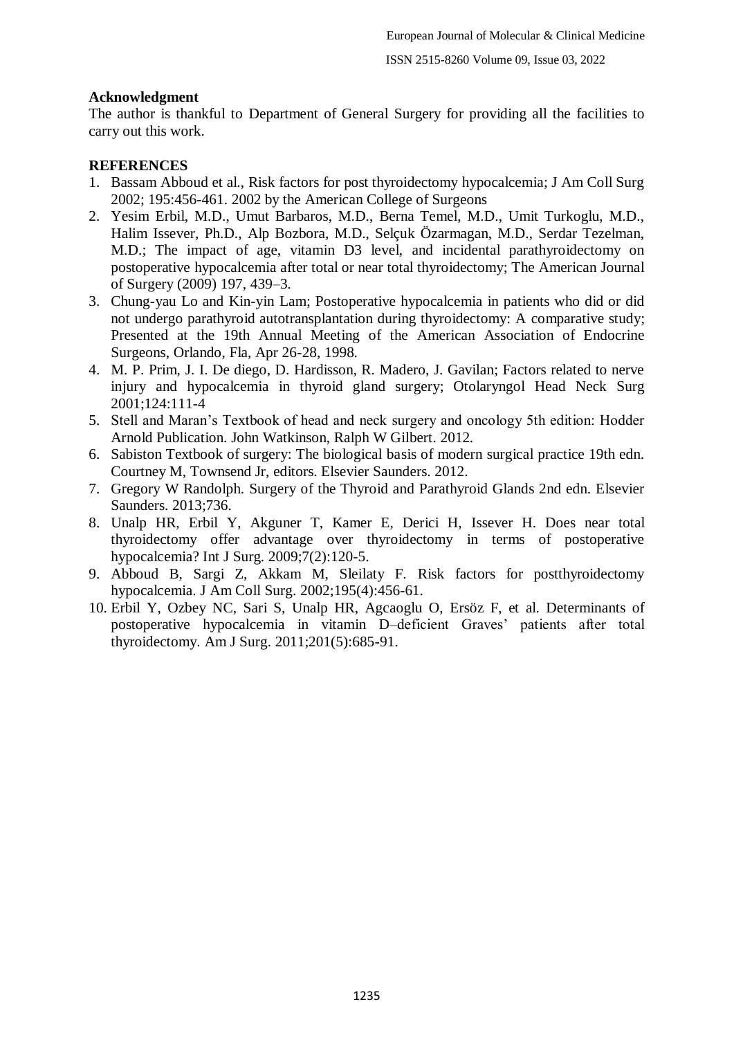**Acknowledgment**

The author is thankful to Department of General Surgery for providing all the facilities to carry out this work.

**REFERENCES**

1. Bassam Abboud et al., Risk factors for post thyroidectomy hypocalcemia; J Am Coll Surg 2002; 195:456-461. 2002 by the American College of Surgeons
2. Yesim Erbil, M.D., Umut Barbaros, M.D., Berna Temel, M.D., Umit Turkoglu, M.D., Halim Issever, Ph.D., Alp Bozbora, M.D., Selçuk Özarmagan, M.D., Serdar Tezelman, M.D.; The impact of age, vitamin D3 level, and incidental parathyroidectomy on postoperative hypocalcemia after total or near total thyroidectomy; The American Journal of Surgery (2009) 197, 439–3.
3. Chung-yau Lo and Kin-yin Lam; Postoperative hypocalcemia in patients who did or did not undergo parathyroid autotransplantation during thyroidectomy: A comparative study; Presented at the 19th Annual Meeting of the American Association of Endocrine Surgeons, Orlando, Fla, Apr 26-28, 1998.
4. M. P. Prim, J. I. De diego, D. Hardisson, R. Madero, J. Gavilan; Factors related to nerve injury and hypocalcemia in thyroid gland surgery; Otolaryngol Head Neck Surg 2001;124:111-4
5. Stell and Maran's Textbook of head and neck surgery and oncology 5th edition: Hodder Arnold Publication. John Watkinson, Ralph W Gilbert. 2012.
6. Sabiston Textbook of surgery: The biological basis of modern surgical practice 19th edn. Courtney M, Townsend Jr, editors. Elsevier Saunders. 2012.
7. Gregory W Randolph. Surgery of the Thyroid and Parathyroid Glands 2nd edn. Elsevier Saunders. 2013;736.
8. Unalp HR, Erbil Y, Akguner T, Kamer E, Derici H, Issever H. Does near total thyroidectomy offer advantage over thyroidectomy in terms of postoperative hypocalcemia? Int J Surg. 2009;7(2):120-5.
9. Abboud B, Sargi Z, Akkam M, Sleilaty F. Risk factors for postthyroidectomy hypocalcemia. J Am Coll Surg. 2002;195(4):456-61.
10. Erbil Y, Ozbey NC, Sari S, Unalp HR, Agcaoglu O, Ersöz F, et al. Determinants of postoperative hypocalcemia in vitamin D–deficient Graves' patients after total thyroidectomy. Am J Surg. 2011;201(5):685-91.